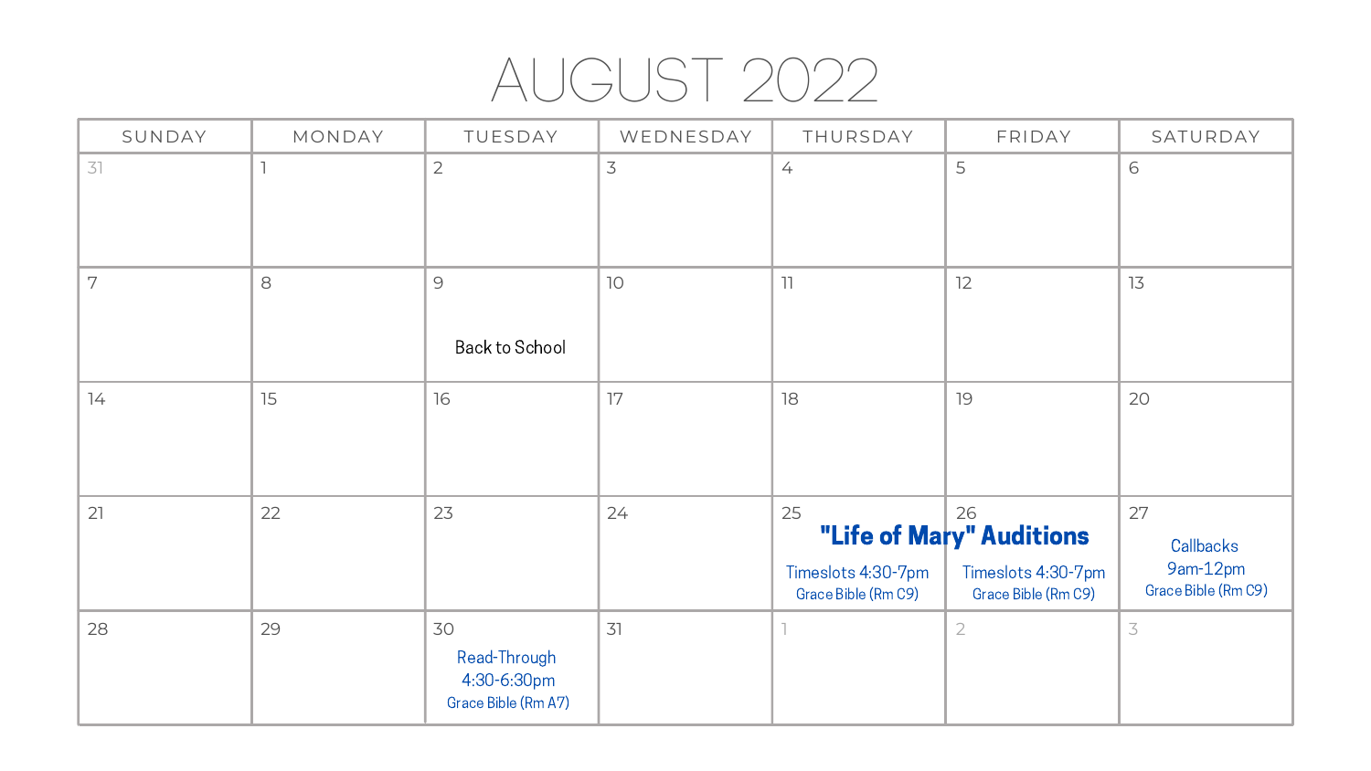# AUGUST 2022

| SUNDAY | MONDAY | TUESDAY | WEDNESDAY | THURSDAY | FRIDAY | SATURDAY |
|---|---|---|---|---|---|---|
| 31 | 1 | 2 | 3 | 4 | 5 | 6 |
| 7 | 8 | 9<br>Back to School | 10 | 11 | 12 | 13 |
| 14 | 15 | 16 | 17 | 18 | 19 | 20 |
| 21 | 22 | 23 | 24 | 25<br>**"Life of Mary" Auditions**<br>Timeslots 4:30-7pm<br>Grace Bible (Rm C9) | 26<br>Timeslots 4:30-7pm<br>Grace Bible (Rm C9) | 27<br>Callbacks<br>9am-12pm<br>Grace Bible (Rm C9) |
| 28 | 29 | 30<br>Read-Through<br>4:30-6:30pm<br>Grace Bible (Rm A7) | 31 | 1 | 2 | 3 |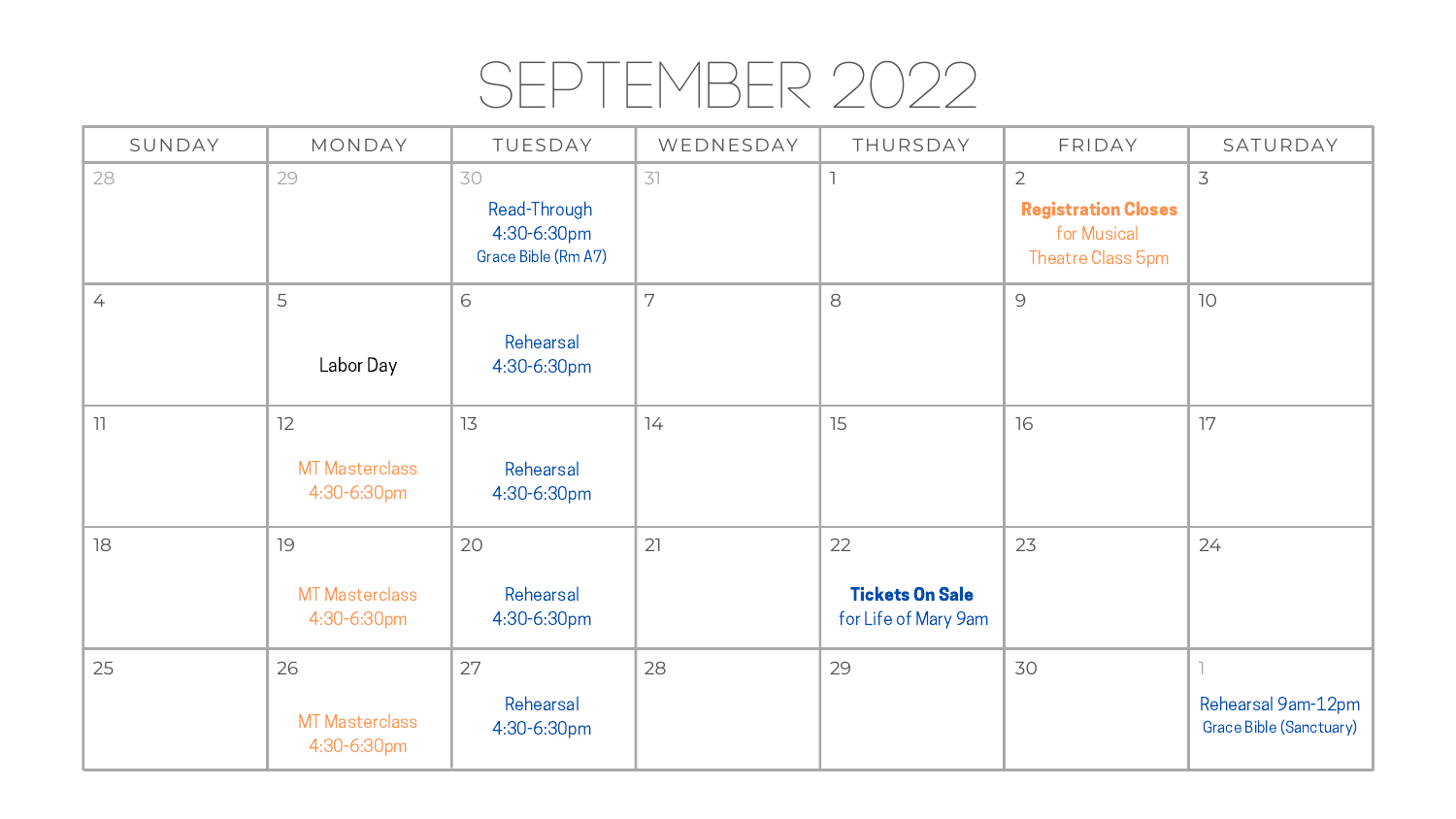# SEPTEMBER 2022

| SUNDAY | MONDAY | TUESDAY | WEDNESDAY | THURSDAY | FRIDAY | SATURDAY |
|---|---|---|---|---|---|---|
| 28 | 29 | 30<br>Read-Through<br>4:30-6:30pm<br>Grace Bible (Rm A7) | 31 | 1 | 2<br>**Registration Closes**<br>for Musical Theatre Class 5pm | 3 |
| 4 | 5<br>Labor Day | 6<br>Rehearsal<br>4:30-6:30pm | 7 | 8 | 9 | 10 |
| 11 | 12<br>MT Masterclass<br>4:30-6:30pm | 13<br>Rehearsal<br>4:30-6:30pm | 14 | 15 | 16 | 17 |
| 18 | 19<br>MT Masterclass<br>4:30-6:30pm | 20<br>Rehearsal<br>4:30-6:30pm | 21 | 22<br>**Tickets On Sale**<br>for Life of Mary 9am | 23 | 24 |
| 25 | 26<br>MT Masterclass<br>4:30-6:30pm | 27<br>Rehearsal<br>4:30-6:30pm | 28 | 29 | 30 | 1<br>Rehearsal 9am-12pm<br>Grace Bible (Sanctuary) |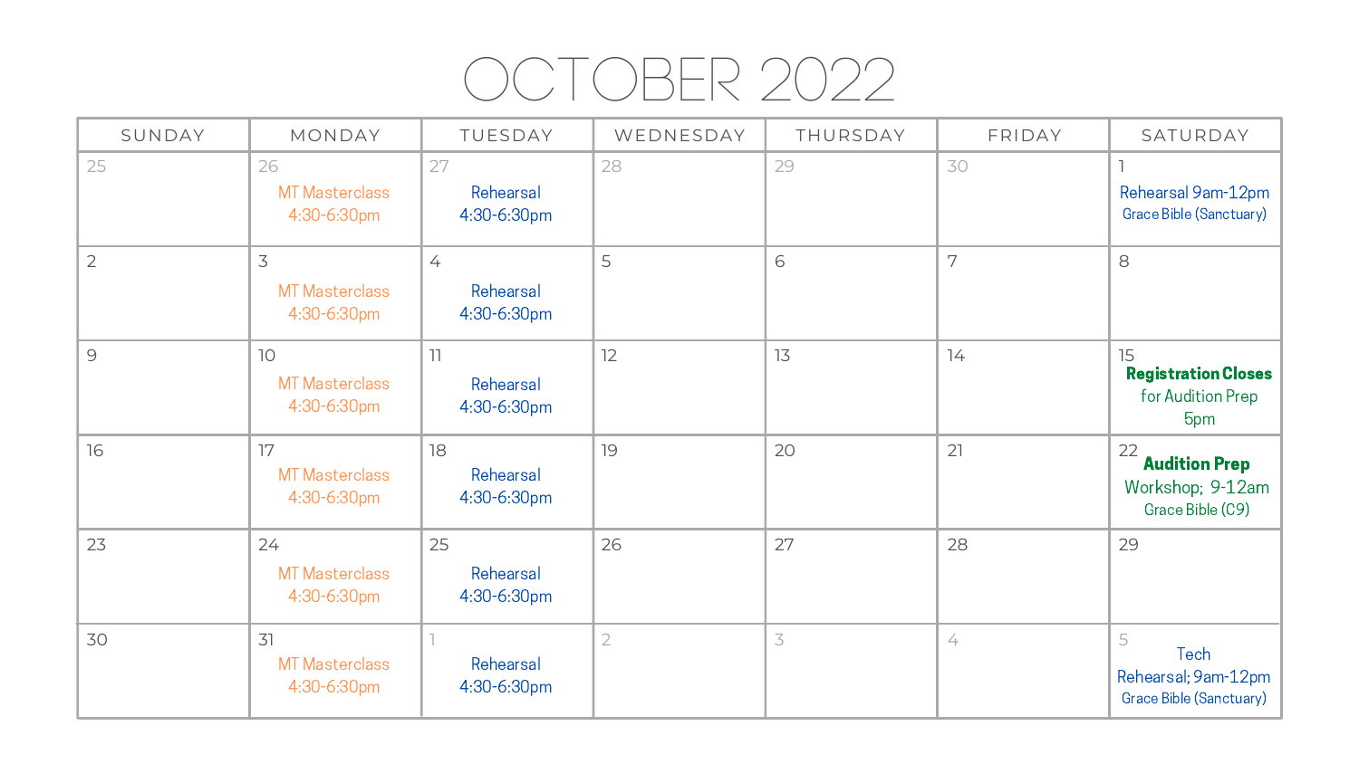# OCTOBER 2022

| SUNDAY | MONDAY | TUESDAY | WEDNESDAY | THURSDAY | FRIDAY | SATURDAY |
|---|---|---|---|---|---|---|
| 25 | 26 MT Masterclass 4:30-6:30pm | 27 Rehearsal 4:30-6:30pm | 28 | 29 | 30 | 1 Rehearsal 9am-12pm Grace Bible (Sanctuary) |
| 2 | 3 MT Masterclass 4:30-6:30pm | 4 Rehearsal 4:30-6:30pm | 5 | 6 | 7 | 8 |
| 9 | 10 MT Masterclass 4:30-6:30pm | 11 Rehearsal 4:30-6:30pm | 12 | 13 | 14 | 15 **Registration Closes** for Audition Prep 5pm |
| 16 | 17 MT Masterclass 4:30-6:30pm | 18 Rehearsal 4:30-6:30pm | 19 | 20 | 21 | 22 **Audition Prep** Workshop; 9-12am Grace Bible (C9) |
| 23 | 24 MT Masterclass 4:30-6:30pm | 25 Rehearsal 4:30-6:30pm | 26 | 27 | 28 | 29 |
| 30 | 31 MT Masterclass 4:30-6:30pm | 1 Rehearsal 4:30-6:30pm | 2 | 3 | 4 | 5 Tech Rehearsal; 9am-12pm Grace Bible (Sanctuary) |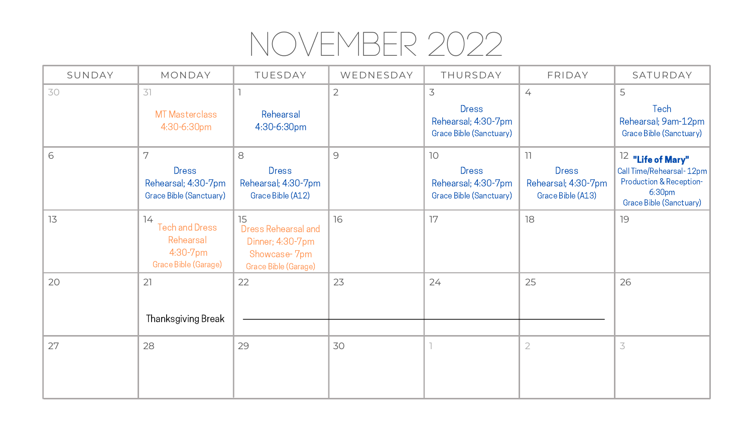# NOVEMBER 2022

| SUNDAY | MONDAY | TUESDAY | WEDNESDAY | THURSDAY | FRIDAY | SATURDAY |
|---|---|---|---|---|---|---|
| 30 | 31<br>MT Masterclass 4:30-6:30pm | 1<br>Rehearsal 4:30-6:30pm | 2 | 3<br>Dress Rehearsal; 4:30-7pm<br>Grace Bible (Sanctuary) | 4 | 5<br>Tech Rehearsal; 9am-12pm<br>Grace Bible (Sanctuary) |
| 6 | 7<br>Dress Rehearsal; 4:30-7pm<br>Grace Bible (Sanctuary) | 8<br>Dress Rehearsal; 4:30-7pm<br>Grace Bible (A12) | 9 | 10<br>Dress Rehearsal; 4:30-7pm<br>Grace Bible (Sanctuary) | 11<br>Dress Rehearsal; 4:30-7pm<br>Grace Bible (A13) | 12<br>**"Life of Mary"**<br>Call Time/Rehearsal- 12pm<br>Production & Reception- 6:30pm<br>Grace Bible (Sanctuary) |
| 13 | 14<br>Tech and Dress Rehearsal 4:30-7pm<br>Grace Bible (Garage) | 15<br>Dress Rehearsal and Dinner; 4:30-7pm<br>Showcase- 7pm<br>Grace Bible (Garage) | 16 | 17 | 18 | 19 |
| 20 | 21<br>Thanksgiving Break | 22 | 23 | 24 | 25 | 26 |
| 27 | 28 | 29 | 30 | 1 | 2 | 3 |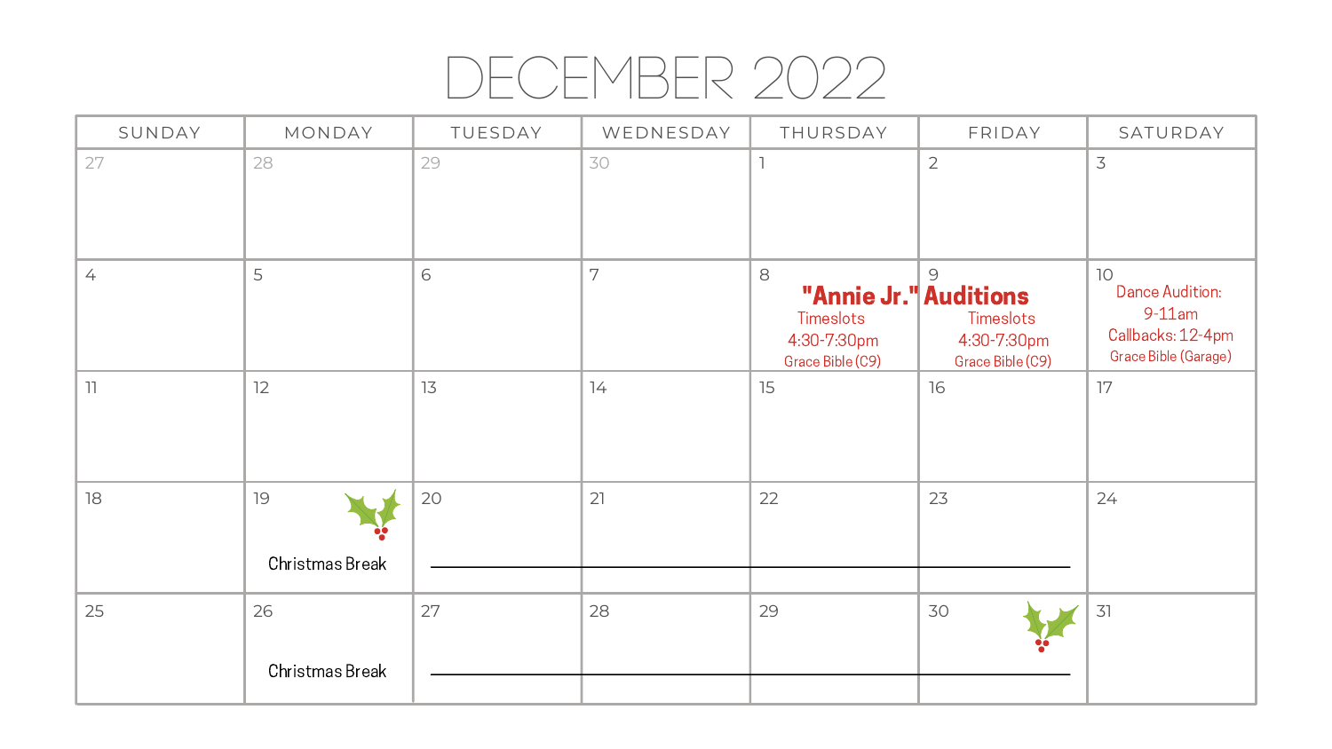# DECEMBER 2022

| SUNDAY | MONDAY | TUESDAY | WEDNESDAY | THURSDAY | FRIDAY | SATURDAY |
| --- | --- | --- | --- | --- | --- | --- |
| 27 | 28 | 29 | 30 | 1 | 2 | 3 |
| 4 | 5 | 6 | 7 | 8 **"Annie Jr." Auditions** Timeslots 4:30-7:30pm Grace Bible (C9) | 9 Timeslots 4:30-7:30pm Grace Bible (C9) | 10 Dance Audition: 9-11am Callbacks: 12-4pm Grace Bible (Garage) |
| 11 | 12 | 13 | 14 | 15 | 16 | 17 |
| 18 | 19 Christmas Break | 20 | 21 | 22 | 23 | 24 |
| 25 | 26 Christmas Break | 27 | 28 | 29 | 30 | 31 |